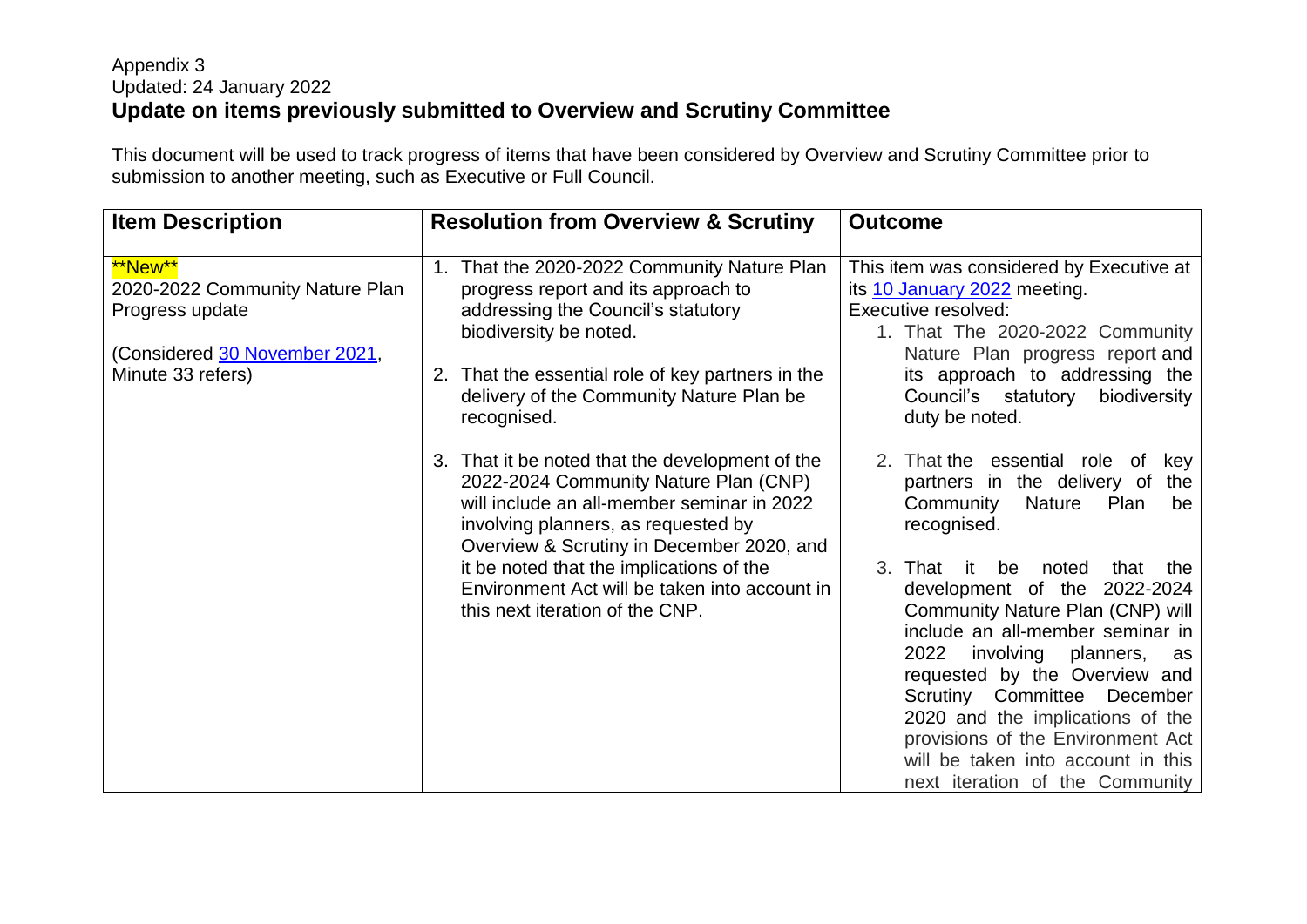Appendix 3
Updated: 24 January 2022

## Update on items previously submitted to Overview and Scrutiny Committee

This document will be used to track progress of items that have been considered by Overview and Scrutiny Committee prior to submission to another meeting, such as Executive or Full Council.

| Item Description | Resolution from Overview & Scrutiny | Outcome |
|---|---|---|
| **New**<br>2020-2022 Community Nature Plan Progress update<br><br>(Considered 30 November 2021, Minute 33 refers) | 1. That the 2020-2022 Community Nature Plan progress report and its approach to addressing the Council's statutory biodiversity be noted.<br><br>2. That the essential role of key partners in the delivery of the Community Nature Plan be recognised.<br><br>3. That it be noted that the development of the 2022-2024 Community Nature Plan (CNP) will include an all-member seminar in 2022 involving planners, as requested by Overview & Scrutiny in December 2020, and it be noted that the implications of the Environment Act will be taken into account in this next iteration of the CNP. | This item was considered by Executive at its 10 January 2022 meeting.<br>Executive resolved:<br>1. That The 2020-2022 Community Nature Plan progress report and its approach to addressing the Council's statutory biodiversity duty be noted.<br><br>2. That the essential role of key partners in the delivery of the Community Nature Plan be recognised.<br><br>3. That it be noted that the development of the 2022-2024 Community Nature Plan (CNP) will include an all-member seminar in 2022 involving planners, as requested by the Overview and Scrutiny Committee December 2020 and the implications of the provisions of the Environment Act will be taken into account in this next iteration of the Community |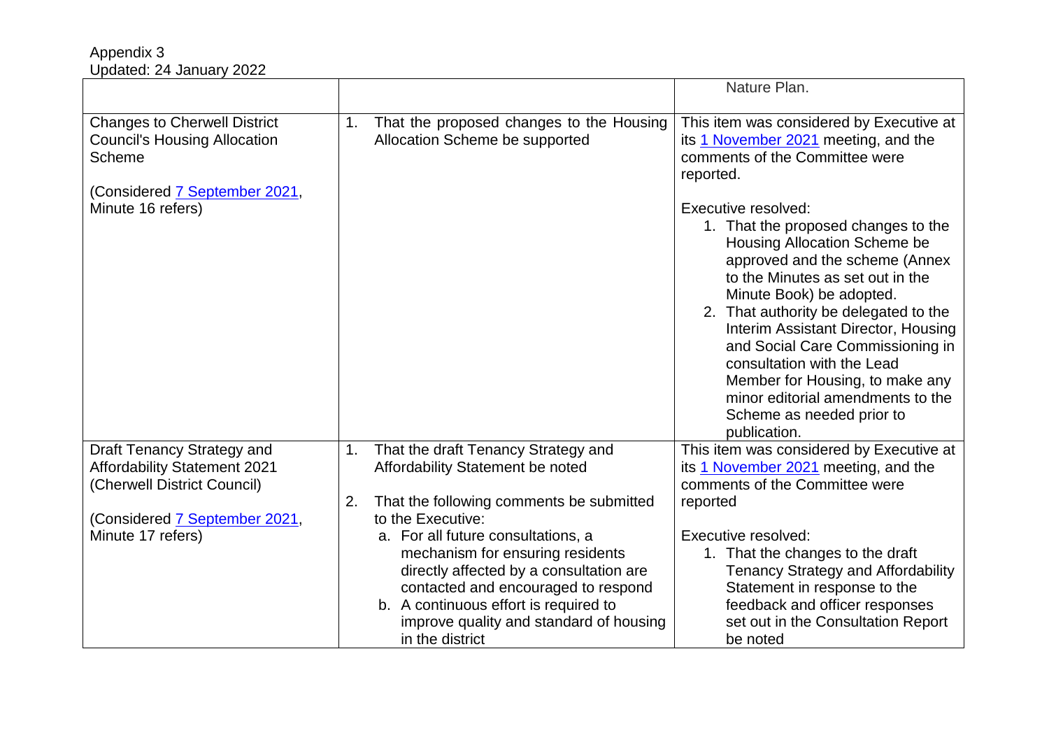Appendix 3
Updated: 24 January 2022

| | | |
|---|---|---|
| | | Nature Plan. |
| Changes to Cherwell District Council's Housing Allocation Scheme<br><br>(Considered 7 September 2021, Minute 16 refers) | 1. That the proposed changes to the Housing Allocation Scheme be supported | This item was considered by Executive at its 1 November 2021 meeting, and the comments of the Committee were reported.<br><br>Executive resolved:<br>1. That the proposed changes to the Housing Allocation Scheme be approved and the scheme (Annex to the Minutes as set out in the Minute Book) be adopted.<br>2. That authority be delegated to the Interim Assistant Director, Housing and Social Care Commissioning in consultation with the Lead Member for Housing, to make any minor editorial amendments to the Scheme as needed prior to publication. |
| Draft Tenancy Strategy and Affordability Statement 2021 (Cherwell District Council)<br><br>(Considered 7 September 2021, Minute 17 refers) | 1. That the draft Tenancy Strategy and Affordability Statement be noted<br><br>2. That the following comments be submitted to the Executive:<br>a. For all future consultations, a mechanism for ensuring residents directly affected by a consultation are contacted and encouraged to respond<br>b. A continuous effort is required to improve quality and standard of housing in the district | This item was considered by Executive at its 1 November 2021 meeting, and the comments of the Committee were reported<br><br>Executive resolved:<br>1. That the changes to the draft Tenancy Strategy and Affordability Statement in response to the feedback and officer responses set out in the Consultation Report be noted |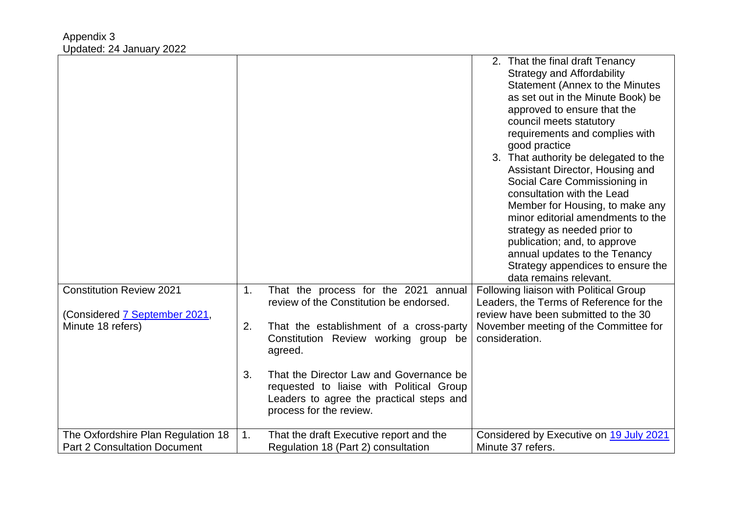Appendix 3
Updated: 24 January 2022

| | | |
|---|---|---|
| | | 2. That the final draft Tenancy Strategy and Affordability Statement (Annex to the Minutes as set out in the Minute Book) be approved to ensure that the council meets statutory requirements and complies with good practice<br>3. That authority be delegated to the Assistant Director, Housing and Social Care Commissioning in consultation with the Lead Member for Housing, to make any minor editorial amendments to the strategy as needed prior to publication; and, to approve annual updates to the Tenancy Strategy appendices to ensure the data remains relevant. |
| Constitution Review 2021<br><br>(Considered 7 September 2021, Minute 18 refers) | 1. That the process for the 2021 annual review of the Constitution be endorsed.<br><br>2. That the establishment of a cross-party Constitution Review working group be agreed.<br><br>3. That the Director Law and Governance be requested to liaise with Political Group Leaders to agree the practical steps and process for the review. | Following liaison with Political Group Leaders, the Terms of Reference for the review have been submitted to the 30 November meeting of the Committee for consideration. |
| The Oxfordshire Plan Regulation 18 Part 2 Consultation Document | 1. That the draft Executive report and the Regulation 18 (Part 2) consultation | Considered by Executive on 19 July 2021 Minute 37 refers. |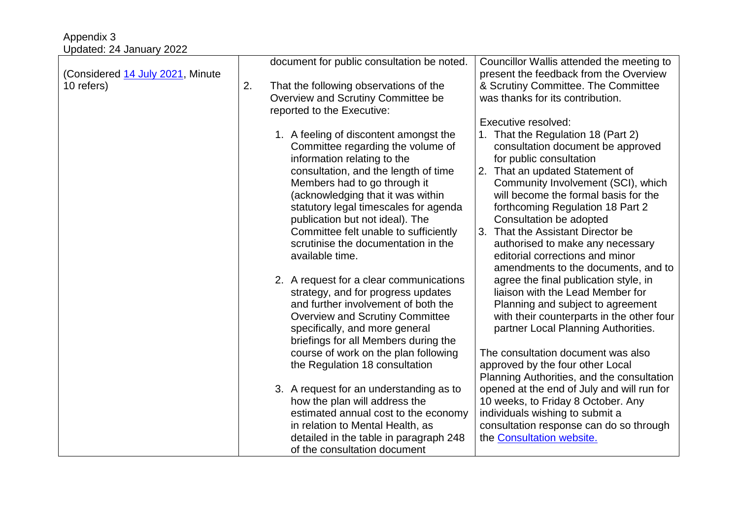Appendix 3
Updated: 24 January 2022

| | | |
|---|---|---|
| (Considered 14 July 2021, Minute 10 refers) | document for public consultation be noted.<br><br>2. That the following observations of the Overview and Scrutiny Committee be reported to the Executive:<br><br>1. A feeling of discontent amongst the Committee regarding the volume of information relating to the consultation, and the length of time Members had to go through it (acknowledging that it was within statutory legal timescales for agenda publication but not ideal). The Committee felt unable to sufficiently scrutinise the documentation in the available time.<br><br>2. A request for a clear communications strategy, and for progress updates and further involvement of both the Overview and Scrutiny Committee specifically, and more general briefings for all Members during the course of work on the plan following the Regulation 18 consultation<br><br>3. A request for an understanding as to how the plan will address the estimated annual cost to the economy in relation to Mental Health, as detailed in the table in paragraph 248 of the consultation document | Councillor Wallis attended the meeting to present the feedback from the Overview & Scrutiny Committee. The Committee was thanks for its contribution.<br><br>Executive resolved:<br>1. That the Regulation 18 (Part 2) consultation document be approved for public consultation<br>2. That an updated Statement of Community Involvement (SCI), which will become the formal basis for the forthcoming Regulation 18 Part 2 Consultation be adopted<br>3. That the Assistant Director be authorised to make any necessary editorial corrections and minor amendments to the documents, and to agree the final publication style, in liaison with the Lead Member for Planning and subject to agreement with their counterparts in the other four partner Local Planning Authorities.<br><br>The consultation document was also approved by the four other Local Planning Authorities, and the consultation opened at the end of July and will run for 10 weeks, to Friday 8 October. Any individuals wishing to submit a consultation response can do so through the Consultation website. |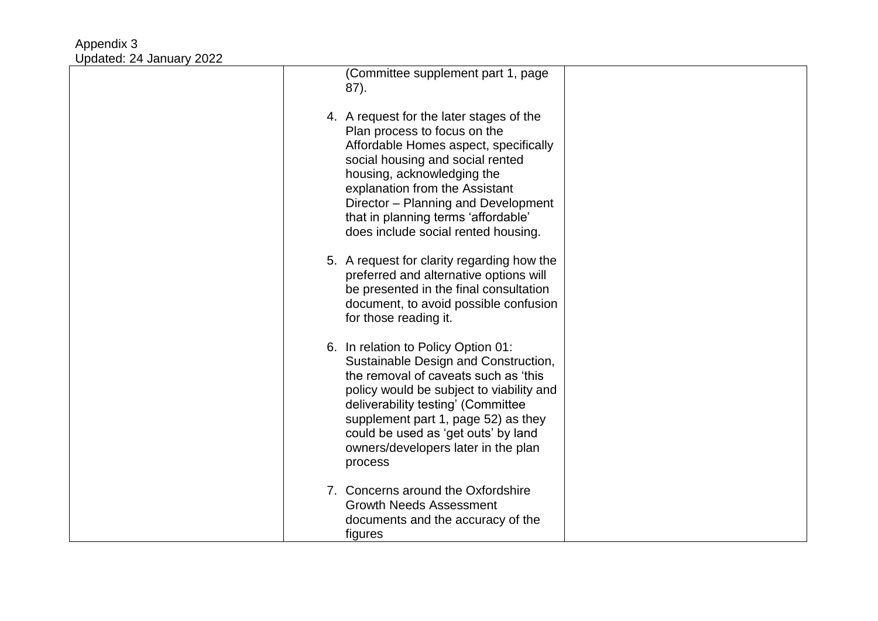Appendix 3
Updated: 24 January 2022

| | | |
|---|---|---|
| | (Committee supplement part 1, page 87).<br><br>4. A request for the later stages of the Plan process to focus on the Affordable Homes aspect, specifically social housing and social rented housing, acknowledging the explanation from the Assistant Director – Planning and Development that in planning terms 'affordable' does include social rented housing.<br><br>5. A request for clarity regarding how the preferred and alternative options will be presented in the final consultation document, to avoid possible confusion for those reading it.<br><br>6. In relation to Policy Option 01: Sustainable Design and Construction, the removal of caveats such as 'this policy would be subject to viability and deliverability testing' (Committee supplement part 1, page 52) as they could be used as 'get outs' by land owners/developers later in the plan process<br><br>7. Concerns around the Oxfordshire Growth Needs Assessment documents and the accuracy of the figures | |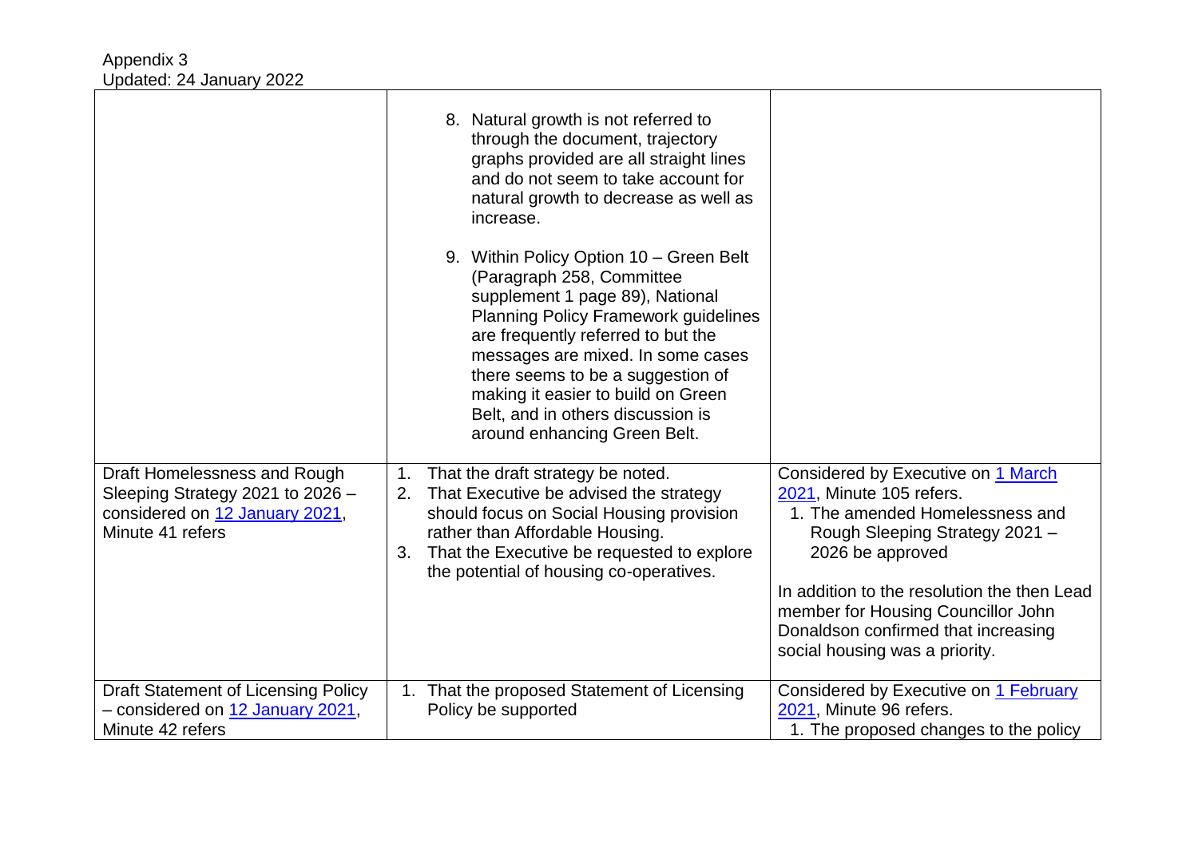Appendix 3
Updated: 24 January 2022

| | | |
|---|---|---|
| | 8. Natural growth is not referred to through the document, trajectory graphs provided are all straight lines and do not seem to take account for natural growth to decrease as well as increase.<br><br>9. Within Policy Option 10 – Green Belt (Paragraph 258, Committee supplement 1 page 89), National Planning Policy Framework guidelines are frequently referred to but the messages are mixed. In some cases there seems to be a suggestion of making it easier to build on Green Belt, and in others discussion is around enhancing Green Belt. | |
| Draft Homelessness and Rough Sleeping Strategy 2021 to 2026 – considered on 12 January 2021, Minute 41 refers | 1. That the draft strategy be noted.<br>2. That Executive be advised the strategy should focus on Social Housing provision rather than Affordable Housing.<br>3. That the Executive be requested to explore the potential of housing co-operatives. | Considered by Executive on 1 March 2021, Minute 105 refers.<br>1. The amended Homelessness and Rough Sleeping Strategy 2021 – 2026 be approved<br><br>In addition to the resolution the then Lead member for Housing Councillor John Donaldson confirmed that increasing social housing was a priority. |
| Draft Statement of Licensing Policy – considered on 12 January 2021, Minute 42 refers | 1. That the proposed Statement of Licensing Policy be supported | Considered by Executive on 1 February 2021, Minute 96 refers.<br>1. The proposed changes to the policy |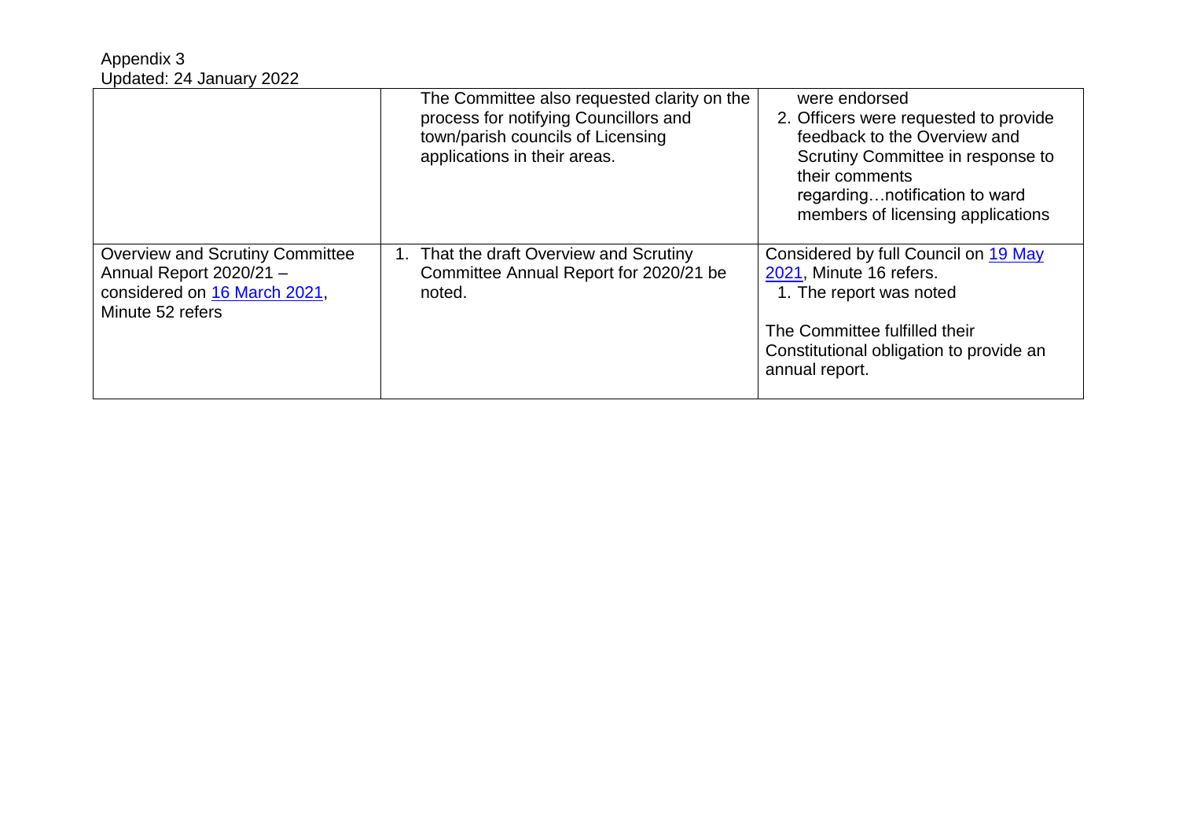Appendix 3
Updated: 24 January 2022

| | | |
|---|---|---|
| | The Committee also requested clarity on the process for notifying Councillors and town/parish councils of Licensing applications in their areas. | were endorsed<br>2. Officers were requested to provide feedback to the Overview and Scrutiny Committee in response to their comments regarding…notification to ward members of licensing applications |
| Overview and Scrutiny Committee Annual Report 2020/21 – considered on 16 March 2021, Minute 52 refers | 1. That the draft Overview and Scrutiny Committee Annual Report for 2020/21 be noted. | Considered by full Council on 19 May 2021, Minute 16 refers.<br>1. The report was noted<br><br>The Committee fulfilled their Constitutional obligation to provide an annual report. |